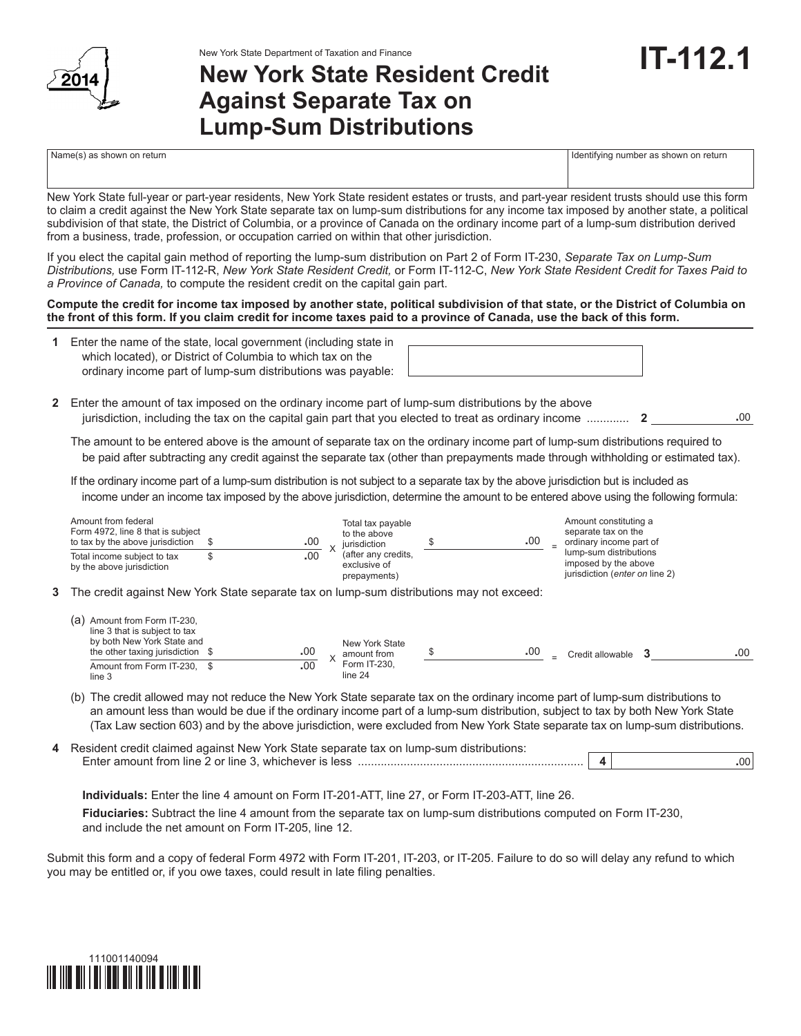New York State Department of Taxation and Finance

2014

# New York State Resident Credit Against Separate Tax on Lump-Sum Distributions

# IT-112.1

| Name(s) as shown on return | Identifying number as shown on return |
|---|---|
| | |

New York State full-year or part-year residents, New York State resident estates or trusts, and part-year resident trusts should use this form to claim a credit against the New York State separate tax on lump-sum distributions for any income tax imposed by another state, a political subdivision of that state, the District of Columbia, or a province of Canada on the ordinary income part of a lump-sum distribution derived from a business, trade, profession, or occupation carried on within that other jurisdiction.

If you elect the capital gain method of reporting the lump-sum distribution on Part 2 of Form IT-230, *Separate Tax on Lump-Sum Distributions,* use Form IT-112-R, *New York State Resident Credit,* or Form IT-112-C, *New York State Resident Credit for Taxes Paid to a Province of Canada,* to compute the resident credit on the capital gain part.

**Compute the credit for income tax imposed by another state, political subdivision of that state, or the District of Columbia on the front of this form. If you claim credit for income taxes paid to a province of Canada, use the back of this form.**

**1** Enter the name of the state, local government (including state in which located), or District of Columbia to which tax on the ordinary income part of lump-sum distributions was payable: ____________________

**2** Enter the amount of tax imposed on the ordinary income part of lump-sum distributions by the above jurisdiction, including the tax on the capital gain part that you elected to treat as ordinary income ............ **2** ________ .00

The amount to be entered above is the amount of separate tax on the ordinary income part of lump-sum distributions required to be paid after subtracting any credit against the separate tax (other than prepayments made through withholding or estimated tax).

If the ordinary income part of a lump-sum distribution is not subject to a separate tax by the above jurisdiction but is included as income under an income tax imposed by the above jurisdiction, determine the amount to be entered above using the following formula:

| | | | | | | |
|---|---|---|---|---|---|---|
| Amount from federal Form 4972, line 8 that is subject to tax by the above jurisdiction | $ .00 | X | Total tax payable to the above jurisdiction (after any credits, exclusive of prepayments) | $ .00 | = | Amount constituting a separate tax on the ordinary income part of lump-sum distributions imposed by the above jurisdiction (*enter on* line 2) |
| Total income subject to tax by the above jurisdiction | $ .00 | | | | | |

**3** The credit against New York State separate tax on lump-sum distributions may not exceed:

(a)

| | | | | | | |
|---|---|---|---|---|---|---|
| Amount from Form IT-230, line 3 that is subject to tax by both New York State and the other taxing jurisdiction | $ .00 | X | New York State amount from Form IT-230, line 24 | $ .00 | = | Credit allowable **3** ________ .00 |
| Amount from Form IT-230, line 3 | $ .00 | | | | | |

(b) The credit allowed may not reduce the New York State separate tax on the ordinary income part of lump-sum distributions to an amount less than would be due if the ordinary income part of a lump-sum distribution, subject to tax by both New York State (Tax Law section 603) and by the above jurisdiction, were excluded from New York State separate tax on lump-sum distributions.

**4** Resident credit claimed against New York State separate tax on lump-sum distributions: Enter amount from line 2 or line 3, whichever is less ..................................................................... **4** ________ .00

**Individuals:** Enter the line 4 amount on Form IT-201-ATT, line 27, or Form IT-203-ATT, line 26.

**Fiduciaries:** Subtract the line 4 amount from the separate tax on lump-sum distributions computed on Form IT-230, and include the net amount on Form IT-205, line 12.

Submit this form and a copy of federal Form 4972 with Form IT-201, IT-203, or IT-205. Failure to do so will delay any refund to which you may be entitled or, if you owe taxes, could result in late filing penalties.

111001140094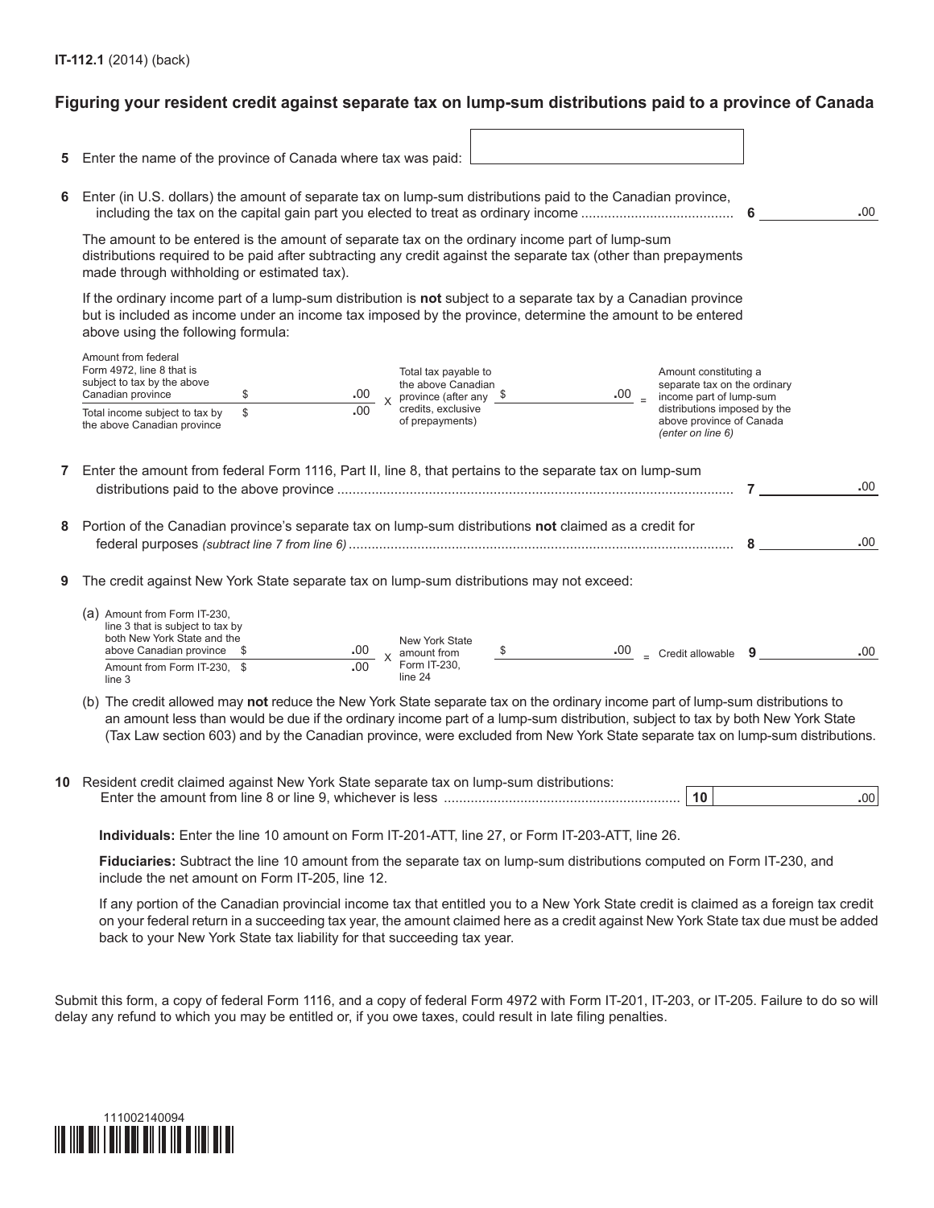## Figuring your resident credit against separate tax on lump-sum distributions paid to a province of Canada

**5** Enter the name of the province of Canada where tax was paid: ______________________

**6** Enter (in U.S. dollars) the amount of separate tax on lump-sum distributions paid to the Canadian province, including the tax on the capital gain part you elected to treat as ordinary income ........................................ **6** __________ .00

The amount to be entered is the amount of separate tax on the ordinary income part of lump-sum distributions required to be paid after subtracting any credit against the separate tax (other than prepayments made through withholding or estimated tax).

If the ordinary income part of a lump-sum distribution is **not** subject to a separate tax by a Canadian province but is included as income under an income tax imposed by the province, determine the amount to be entered above using the following formula:

| | | | | | |
|---|---|---|---|---|---|
| Amount from federal Form 4972, line 8 that is subject to tax by the above Canadian province | $ .00 | X | Total tax payable to the above Canadian province (after any credits, exclusive of prepayments) | $ .00 | = Amount constituting a separate tax on the ordinary income part of lump-sum distributions imposed by the above province of Canada *(enter on line 6)* |
| Total income subject to tax by the above Canadian province | $ .00 | | | | |

**7** Enter the amount from federal Form 1116, Part II, line 8, that pertains to the separate tax on lump-sum distributions paid to the above province ........................................................................................................ **7** __________ .00

**8** Portion of the Canadian province's separate tax on lump-sum distributions **not** claimed as a credit for federal purposes *(subtract line 7 from line 6)* ........................................................................................................ **8** __________ .00

**9** The credit against New York State separate tax on lump-sum distributions may not exceed:

(a)

| | | | | | | |
|---|---|---|---|---|---|---|
| Amount from Form IT-230, line 3 that is subject to tax by both New York State and the above Canadian province | $ .00 | X | New York State amount from Form IT-230, line 24 | $ .00 | = Credit allowable | **9** __________ .00 |
| Amount from Form IT-230, line 3 | $ .00 | | | | | |

(b) The credit allowed may **not** reduce the New York State separate tax on the ordinary income part of lump-sum distributions to an amount less than would be due if the ordinary income part of a lump-sum distribution, subject to tax by both New York State (Tax Law section 603) and by the Canadian province, were excluded from New York State separate tax on lump-sum distributions.

**10** Resident credit claimed against New York State separate tax on lump-sum distributions:
Enter the amount from line 8 or line 9, whichever is less ............................................................. **10** __________ .00

**Individuals:** Enter the line 10 amount on Form IT-201-ATT, line 27, or Form IT-203-ATT, line 26.

**Fiduciaries:** Subtract the line 10 amount from the separate tax on lump-sum distributions computed on Form IT-230, and include the net amount on Form IT-205, line 12.

If any portion of the Canadian provincial income tax that entitled you to a New York State credit is claimed as a foreign tax credit on your federal return in a succeeding tax year, the amount claimed here as a credit against New York State tax due must be added back to your New York State tax liability for that succeeding tax year.

Submit this form, a copy of federal Form 1116, and a copy of federal Form 4972 with Form IT-201, IT-203, or IT-205. Failure to do so will delay any refund to which you may be entitled or, if you owe taxes, could result in late filing penalties.

111002140094